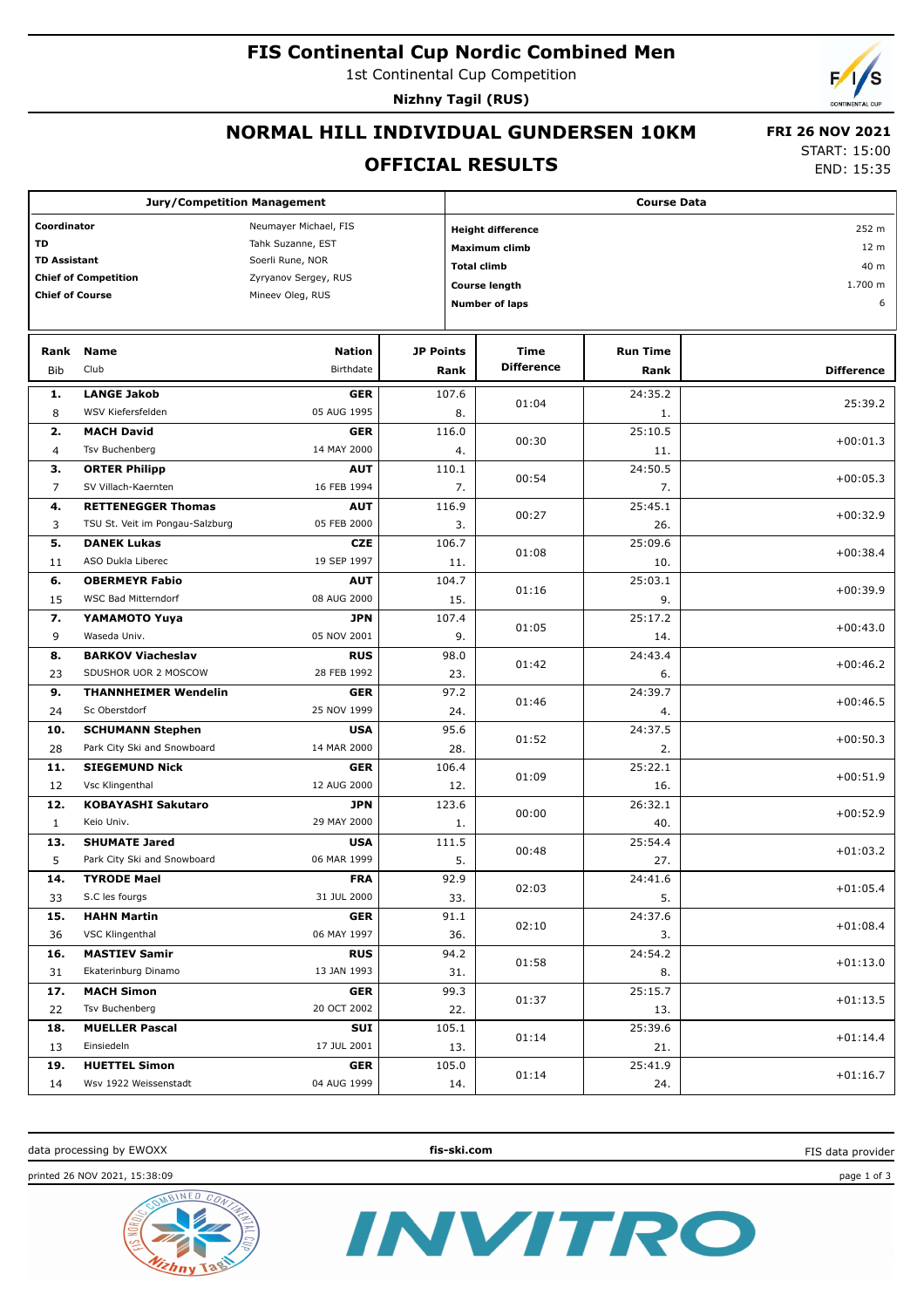# FIS Continental Cup Nordic Combined Men

1st Continental Cup Competition

**Nizhny Tagil (RUS)**

## NORMAL HILL INDIVIDUAL GUNDERSEN 10KM

## OFFICIAL RESULTS

**FRI 26 NOV 2021**
START: 15:00
END: 15:35

| Jury/Competition Management | |
|---|---|
| **Coordinator** | Neumayer Michael, FIS |
| **TD** | Tahk Suzanne, EST |
| **TD Assistant** | Soerli Rune, NOR |
| **Chief of Competition** | Zyryanov Sergey, RUS |
| **Chief of Course** | Mineev Oleg, RUS |

| Course Data | |
|---|---|
| **Height difference** | 252 m |
| **Maximum climb** | 12 m |
| **Total climb** | 40 m |
| **Course length** | 1.700 m |
| **Number of laps** | 6 |

| Rank | Bib | Name | Club | Nation | Birthdate | JP Points | JP Rank | Time Difference | Run Time | Run Time Rank | Difference |
|---|---|---|---|---|---|---|---|---|---|---|---|
| 1. | 8 | **LANGE Jakob** | WSV Kiefersfelden | **GER** | 05 AUG 1995 | 107.6 | 8. | 01:04 | 24:35.2 | 1. | 25:39.2 |
| 2. | 4 | **MACH David** | Tsv Buchenberg | **GER** | 14 MAY 2000 | 116.0 | 4. | 00:30 | 25:10.5 | 11. | +00:01.3 |
| 3. | 7 | **ORTER Philipp** | SV Villach-Kaernten | **AUT** | 16 FEB 1994 | 110.1 | 7. | 00:54 | 24:50.5 | 7. | +00:05.3 |
| 4. | 3 | **RETTENEGGER Thomas** | TSU St. Veit im Pongau-Salzburg | **AUT** | 05 FEB 2000 | 116.9 | 3. | 00:27 | 25:45.1 | 26. | +00:32.9 |
| 5. | 11 | **DANEK Lukas** | ASO Dukla Liberec | **CZE** | 19 SEP 1997 | 106.7 | 11. | 01:08 | 25:09.6 | 10. | +00:38.4 |
| 6. | 15 | **OBERMEYR Fabio** | WSC Bad Mitterndorf | **AUT** | 08 AUG 2000 | 104.7 | 15. | 01:16 | 25:03.1 | 9. | +00:39.9 |
| 7. | 9 | **YAMAMOTO Yuya** | Waseda Univ. | **JPN** | 05 NOV 2001 | 107.4 | 9. | 01:05 | 25:17.2 | 14. | +00:43.0 |
| 8. | 23 | **BARKOV Viacheslav** | SDUSHOR UOR 2 MOSCOW | **RUS** | 28 FEB 1992 | 98.0 | 23. | 01:42 | 24:43.4 | 6. | +00:46.2 |
| 9. | 24 | **THANNHEIMER Wendelin** | Sc Oberstdorf | **GER** | 25 NOV 1999 | 97.2 | 24. | 01:46 | 24:39.7 | 4. | +00:46.5 |
| 10. | 28 | **SCHUMANN Stephen** | Park City Ski and Snowboard | **USA** | 14 MAR 2000 | 95.6 | 28. | 01:52 | 24:37.5 | 2. | +00:50.3 |
| 11. | 12 | **SIEGEMUND Nick** | Vsc Klingenthal | **GER** | 12 AUG 2000 | 106.4 | 12. | 01:09 | 25:22.1 | 16. | +00:51.9 |
| 12. | 1 | **KOBAYASHI Sakutaro** | Keio Univ. | **JPN** | 29 MAY 2000 | 123.6 | 1. | 00:00 | 26:32.1 | 40. | +00:52.9 |
| 13. | 5 | **SHUMATE Jared** | Park City Ski and Snowboard | **USA** | 06 MAR 1999 | 111.5 | 5. | 00:48 | 25:54.4 | 27. | +01:03.2 |
| 14. | 33 | **TYRODE Mael** | S.C les fourgs | **FRA** | 31 JUL 2000 | 92.9 | 33. | 02:03 | 24:41.6 | 5. | +01:05.4 |
| 15. | 36 | **HAHN Martin** | VSC Klingenthal | **GER** | 06 MAY 1997 | 91.1 | 36. | 02:10 | 24:37.6 | 3. | +01:08.4 |
| 16. | 31 | **MASTIEV Samir** | Ekaterinburg Dinamo | **RUS** | 13 JAN 1993 | 94.2 | 31. | 01:58 | 24:54.2 | 8. | +01:13.0 |
| 17. | 22 | **MACH Simon** | Tsv Buchenberg | **GER** | 20 OCT 2002 | 99.3 | 22. | 01:37 | 25:15.7 | 13. | +01:13.5 |
| 18. | 13 | **MUELLER Pascal** | Einsiedeln | **SUI** | 17 JUL 2001 | 105.1 | 13. | 01:14 | 25:39.6 | 21. | +01:14.4 |
| 19. | 14 | **HUETTEL Simon** | Wsv 1922 Weissenstadt | **GER** | 04 AUG 1999 | 105.0 | 14. | 01:14 | 25:41.9 | 24. | +01:16.7 |

data processing by EWOXX | **fis-ski.com** | FIS data provider

printed 26 NOV 2021, 15:38:09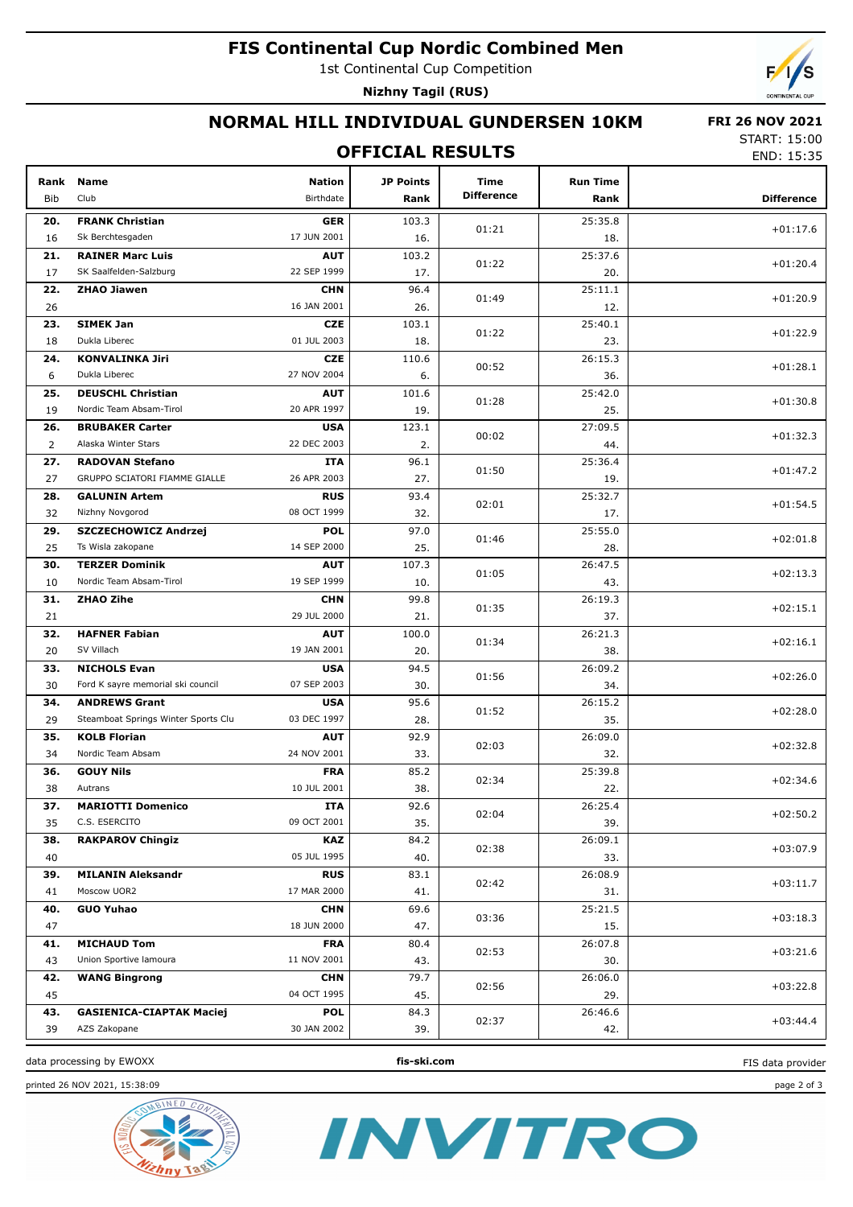# FIS Continental Cup Nordic Combined Men

1st Continental Cup Competition

**Nizhny Tagil (RUS)**

## NORMAL HILL INDIVIDUAL GUNDERSEN 10KM

**FRI 26 NOV 2021**

START: 15:00
END: 15:35

## OFFICIAL RESULTS

| Rank | Bib | Name | Club | Nation | Birthdate | JP Points | JP Rank | Time Difference | Run Time | Run Rank | Difference |
|---|---|---|---|---|---|---|---|---|---|---|---|
| 20. | 16 | **FRANK Christian** | Sk Berchtesgaden | **GER** | 17 JUN 2001 | 103.3 | 16. | 01:21 | 25:35.8 | 18. | +01:17.6 |
| 21. | 17 | **RAINER Marc Luis** | SK Saalfelden-Salzburg | **AUT** | 22 SEP 1999 | 103.2 | 17. | 01:22 | 25:37.6 | 20. | +01:20.4 |
| 22. | 26 | **ZHAO Jiawen** | | **CHN** | 16 JAN 2001 | 96.4 | 26. | 01:49 | 25:11.1 | 12. | +01:20.9 |
| 23. | 18 | **SIMEK Jan** | Dukla Liberec | **CZE** | 01 JUL 2003 | 103.1 | 18. | 01:22 | 25:40.1 | 23. | +01:22.9 |
| 24. | 6 | **KONVALINKA Jiri** | Dukla Liberec | **CZE** | 27 NOV 2004 | 110.6 | 6. | 00:52 | 26:15.3 | 36. | +01:28.1 |
| 25. | 19 | **DEUSCHL Christian** | Nordic Team Absam-Tirol | **AUT** | 20 APR 1997 | 101.6 | 19. | 01:28 | 25:42.0 | 25. | +01:30.8 |
| 26. | 2 | **BRUBAKER Carter** | Alaska Winter Stars | **USA** | 22 DEC 2003 | 123.1 | 2. | 00:02 | 27:09.5 | 44. | +01:32.3 |
| 27. | 27 | **RADOVAN Stefano** | GRUPPO SCIATORI FIAMME GIALLE | **ITA** | 26 APR 2003 | 96.1 | 27. | 01:50 | 25:36.4 | 19. | +01:47.2 |
| 28. | 32 | **GALUNIN Artem** | Nizhny Novgorod | **RUS** | 08 OCT 1999 | 93.4 | 32. | 02:01 | 25:32.7 | 17. | +01:54.5 |
| 29. | 25 | **SZCZECHOWICZ Andrzej** | Ts Wisla zakopane | **POL** | 14 SEP 2000 | 97.0 | 25. | 01:46 | 25:55.0 | 28. | +02:01.8 |
| 30. | 10 | **TERZER Dominik** | Nordic Team Absam-Tirol | **AUT** | 19 SEP 1999 | 107.3 | 10. | 01:05 | 26:47.5 | 43. | +02:13.3 |
| 31. | 21 | **ZHAO Zihe** | | **CHN** | 29 JUL 2000 | 99.8 | 21. | 01:35 | 26:19.3 | 37. | +02:15.1 |
| 32. | 20 | **HAFNER Fabian** | SV Villach | **AUT** | 19 JAN 2001 | 100.0 | 20. | 01:34 | 26:21.3 | 38. | +02:16.1 |
| 33. | 30 | **NICHOLS Evan** | Ford K sayre memorial ski council | **USA** | 07 SEP 2003 | 94.5 | 30. | 01:56 | 26:09.2 | 34. | +02:26.0 |
| 34. | 29 | **ANDREWS Grant** | Steamboat Springs Winter Sports Clu | **USA** | 03 DEC 1997 | 95.6 | 28. | 01:52 | 26:15.2 | 35. | +02:28.0 |
| 35. | 34 | **KOLB Florian** | Nordic Team Absam | **AUT** | 24 NOV 2001 | 92.9 | 33. | 02:03 | 26:09.0 | 32. | +02:32.8 |
| 36. | 38 | **GOUY Nils** | Autrans | **FRA** | 10 JUL 2001 | 85.2 | 38. | 02:34 | 25:39.8 | 22. | +02:34.6 |
| 37. | 35 | **MARIOTTI Domenico** | C.S. ESERCITO | **ITA** | 09 OCT 2001 | 92.6 | 35. | 02:04 | 26:25.4 | 39. | +02:50.2 |
| 38. | 40 | **RAKPAROV Chingiz** | | **KAZ** | 05 JUL 1995 | 84.2 | 40. | 02:38 | 26:09.1 | 33. | +03:07.9 |
| 39. | 41 | **MILANIN Aleksandr** | Moscow UOR2 | **RUS** | 17 MAR 2000 | 83.1 | 41. | 02:42 | 26:08.9 | 31. | +03:11.7 |
| 40. | 47 | **GUO Yuhao** | | **CHN** | 18 JUN 2000 | 69.6 | 47. | 03:36 | 25:21.5 | 15. | +03:18.3 |
| 41. | 43 | **MICHAUD Tom** | Union Sportive lamoura | **FRA** | 11 NOV 2001 | 80.4 | 43. | 02:53 | 26:07.8 | 30. | +03:21.6 |
| 42. | 45 | **WANG Bingrong** | | **CHN** | 04 OCT 1995 | 79.7 | 45. | 02:56 | 26:06.0 | 29. | +03:22.8 |
| 43. | 39 | **GASIENICA-CIAPTAK Maciej** | AZS Zakopane | **POL** | 30 JAN 2002 | 84.3 | 39. | 02:37 | 26:46.6 | 42. | +03:44.4 |

data processing by EWOXX | fis-ski.com | FIS data provider

printed 26 NOV 2021, 15:38:09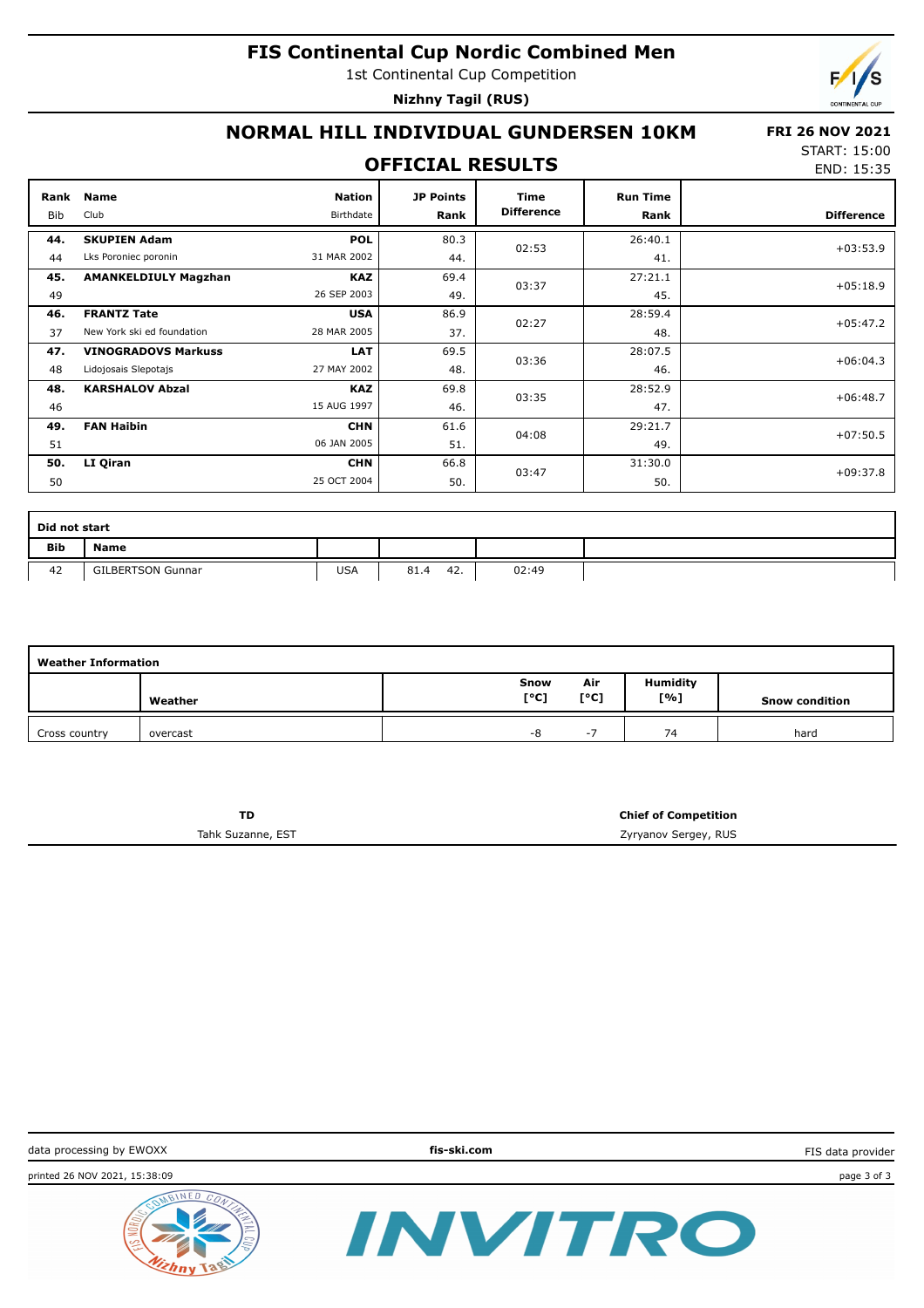# FIS Continental Cup Nordic Combined Men

1st Continental Cup Competition

**Nizhny Tagil (RUS)**

## NORMAL HILL INDIVIDUAL GUNDERSEN 10KM

**FRI 26 NOV 2021**

START: 15:00

END: 15:35

## OFFICIAL RESULTS

| Rank / Bib | Name / Club | Nation / Birthdate | JP Points / Rank | Time Difference | Run Time / Rank | Difference |
|---|---|---|---|---|---|---|
| **44.** / 44 | **SKUPIEN Adam** / Lks Poroniec poronin | **POL** / 31 MAR 2002 | 80.3 / 44. | 02:53 | 26:40.1 / 41. | +03:53.9 |
| **45.** / 49 | **AMANKELDIULY Magzhan** | **KAZ** / 26 SEP 2003 | 69.4 / 49. | 03:37 | 27:21.1 / 45. | +05:18.9 |
| **46.** / 37 | **FRANTZ Tate** / New York ski ed foundation | **USA** / 28 MAR 2005 | 86.9 / 37. | 02:27 | 28:59.4 / 48. | +05:47.2 |
| **47.** / 48 | **VINOGRADOVS Markuss** / Lidojosais Slepotajs | **LAT** / 27 MAY 2002 | 69.5 / 48. | 03:36 | 28:07.5 / 46. | +06:04.3 |
| **48.** / 46 | **KARSHALOV Abzal** | **KAZ** / 15 AUG 1997 | 69.8 / 46. | 03:35 | 28:52.9 / 47. | +06:48.7 |
| **49.** / 51 | **FAN Haibin** | **CHN** / 06 JAN 2005 | 61.6 / 51. | 04:08 | 29:21.7 / 49. | +07:50.5 |
| **50.** / 50 | **LI Qiran** | **CHN** / 25 OCT 2004 | 66.8 / 50. | 03:47 | 31:30.0 / 50. | +09:37.8 |

**Did not start**

| Bib | Name | | | | |
|---|---|---|---|---|---|
| 42 | GILBERTSON Gunnar | USA | 81.4 42. | 02:49 | |

**Weather Information**

| | Weather | Snow [°C] | Air [°C] | Humidity [%] | Snow condition |
|---|---|---|---|---|---|
| Cross country | overcast | -8 | -7 | 74 | hard |

**TD**
Tahk Suzanne, EST

**Chief of Competition**
Zyryanov Sergey, RUS

data processing by EWOXX | fis-ski.com | FIS data provider

printed 26 NOV 2021, 15:38:09

INVITRO